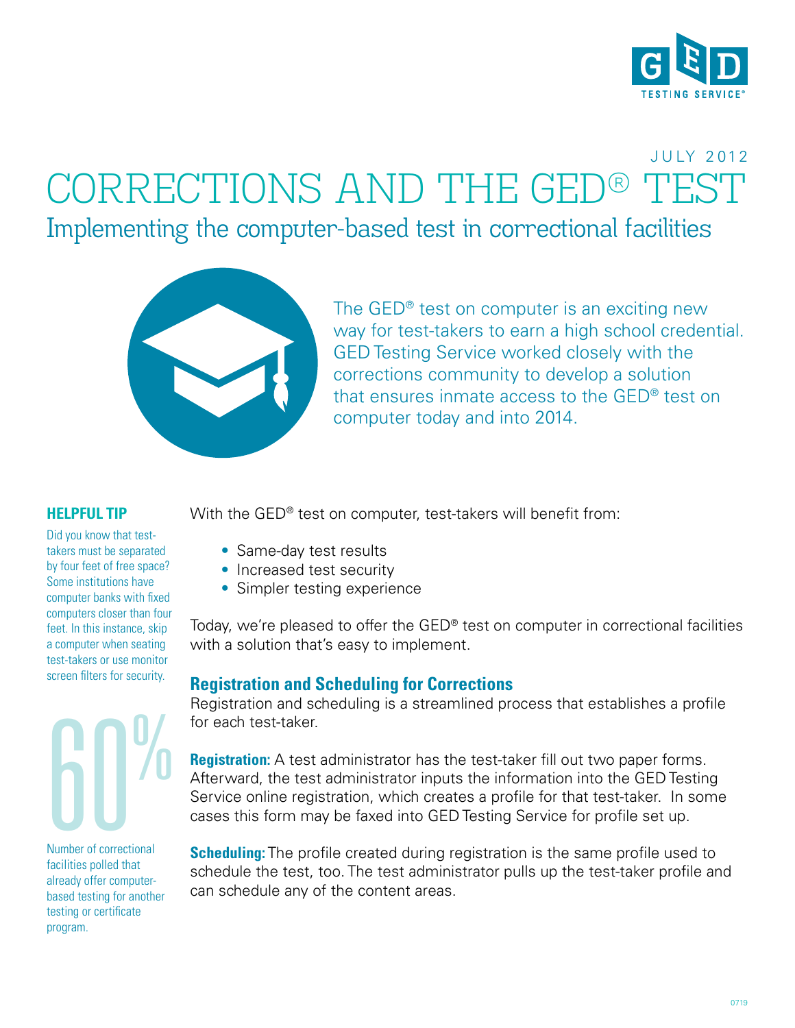JULY 2012

# CORRECTIONS AND THE GED® TEST

## Implementing the computer-based test in correctional facilities

The GED® test on computer is an exciting new way for test-takers to earn a high school credential. GED Testing Service worked closely with the corrections community to develop a solution that ensures inmate access to the GED® test on computer today and into 2014.

**HELPFUL TIP**

Did you know that test-takers must be separated by four feet of free space? Some institutions have computer banks with fixed computers closer than four feet. In this instance, skip a computer when seating test-takers or use monitor screen filters for security.

**60%**

Number of correctional facilities polled that already offer computer-based testing for another testing or certificate program.

With the GED® test on computer, test-takers will benefit from:

- Same-day test results
- Increased test security
- Simpler testing experience

Today, we're pleased to offer the GED® test on computer in correctional facilities with a solution that's easy to implement.

### Registration and Scheduling for Corrections

Registration and scheduling is a streamlined process that establishes a profile for each test-taker.

**Registration:** A test administrator has the test-taker fill out two paper forms. Afterward, the test administrator inputs the information into the GED Testing Service online registration, which creates a profile for that test-taker. In some cases this form may be faxed into GED Testing Service for profile set up.

**Scheduling:** The profile created during registration is the same profile used to schedule the test, too. The test administrator pulls up the test-taker profile and can schedule any of the content areas.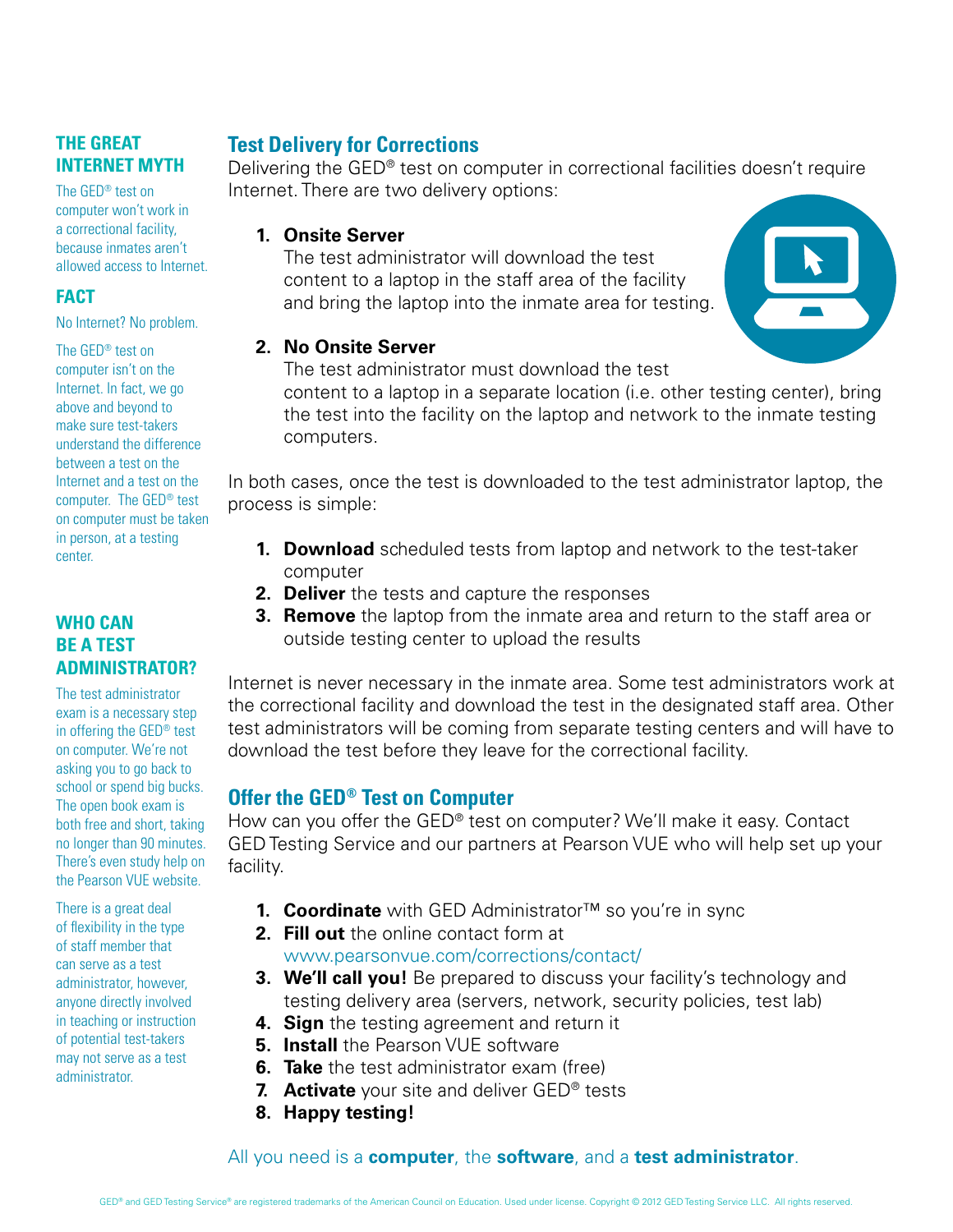### THE GREAT INTERNET MYTH

The GED® test on computer won't work in a correctional facility, because inmates aren't allowed access to Internet.

### FACT

No Internet? No problem.

The GED® test on computer isn't on the Internet. In fact, we go above and beyond to make sure test-takers understand the difference between a test on the Internet and a test on the computer. The GED® test on computer must be taken in person, at a testing center.

### WHO CAN BE A TEST ADMINISTRATOR?

The test administrator exam is a necessary step in offering the GED® test on computer. We're not asking you to go back to school or spend big bucks. The open book exam is both free and short, taking no longer than 90 minutes. There's even study help on the Pearson VUE website.

There is a great deal of flexibility in the type of staff member that can serve as a test administrator, however, anyone directly involved in teaching or instruction of potential test-takers may not serve as a test administrator.

## Test Delivery for Corrections

Delivering the GED® test on computer in correctional facilities doesn't require Internet. There are two delivery options:

1. **Onsite Server**
   The test administrator will download the test content to a laptop in the staff area of the facility and bring the laptop into the inmate area for testing.

2. **No Onsite Server**
   The test administrator must download the test content to a laptop in a separate location (i.e. other testing center), bring the test into the facility on the laptop and network to the inmate testing computers.

In both cases, once the test is downloaded to the test administrator laptop, the process is simple:

1. **Download** scheduled tests from laptop and network to the test-taker computer
2. **Deliver** the tests and capture the responses
3. **Remove** the laptop from the inmate area and return to the staff area or outside testing center to upload the results

Internet is never necessary in the inmate area. Some test administrators work at the correctional facility and download the test in the designated staff area. Other test administrators will be coming from separate testing centers and will have to download the test before they leave for the correctional facility.

## Offer the GED® Test on Computer

How can you offer the GED® test on computer? We'll make it easy. Contact GED Testing Service and our partners at Pearson VUE who will help set up your facility.

1. **Coordinate** with GED Administrator™ so you're in sync
2. **Fill out** the online contact form at www.pearsonvue.com/corrections/contact/
3. **We'll call you!** Be prepared to discuss your facility's technology and testing delivery area (servers, network, security policies, test lab)
4. **Sign** the testing agreement and return it
5. **Install** the Pearson VUE software
6. **Take** the test administrator exam (free)
7. **Activate** your site and deliver GED® tests
8. **Happy testing!**

All you need is a **computer**, the **software**, and a **test administrator**.

GED® and GED Testing Service® are registered trademarks of the American Council on Education. Used under license. Copyright © 2012 GED Testing Service LLC. All rights reserved.